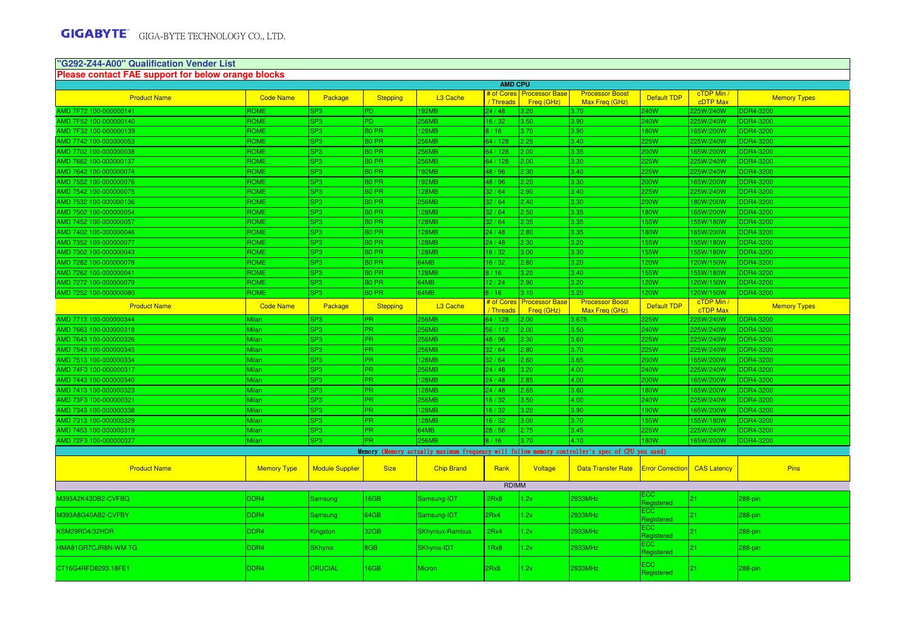GIGABYTE GIGA-BYTE TECHNOLOGY CO., LTD.

## "G292-Z44-A00" Qualification Vender List

**Please contact FAE support for below orange blocks**

### AMD CPU

| Product Name | Code Name | Package | Stepping | L3 Cache | # of Cores / Threads | Processor Base Freq (GHz) | Processor Boost Max Freq (GHz) | Default TDP | cTDP Min / cTDP Max | Memory Types |
|---|---|---|---|---|---|---|---|---|---|---|
| AMD 7F72 100-000000141 | ROME | SP3 | PD | 192MB | 24 / 48 | 3.20 | 3.70 | 240W | 225W/240W | DDR4-3200 |
| AMD 7F52 100-000000140 | ROME | SP3 | PD | 256MB | 16 / 32 | 3.50 | 3.90 | 240W | 225W/240W | DDR4-3200 |
| AMD 7F32 100-000000139 | ROME | SP3 | B0 PR | 128MB | 8 / 16 | 3.70 | 3.90 | 180W | 165W/200W | DDR4-3200 |
| AMD 7742 100-000000053 | ROME | SP3 | B0 PR | 256MB | 64 / 128 | 2.25 | 3.40 | 225W | 225W/240W | DDR4-3200 |
| AMD 7702 100-000000038 | ROME | SP3 | B0 PR | 256MB | 64 / 128 | 2.00 | 3.35 | 200W | 165W/200W | DDR4-3200 |
| AMD 7662 100-000000137 | ROME | SP3 | B0 PR | 256MB | 64 / 128 | 2.00 | 3.30 | 225W | 225W/240W | DDR4-3200 |
| AMD 7642 100-000000074 | ROME | SP3 | B0 PR | 192MB | 48 / 96 | 2.30 | 3.40 | 225W | 225W/240W | DDR4-3200 |
| AMD 7552 100-000000076 | ROME | SP3 | B0 PR | 192MB | 48 / 96 | 2.20 | 3.30 | 200W | 165W/200W | DDR4-3200 |
| AMD 7542 100-000000075 | ROME | SP3 | B0 PR | 128MB | 32 / 64 | 2.90 | 3.40 | 225W | 225W/240W | DDR4-3200 |
| AMD 7532 100-000000136 | ROME | SP3 | B0 PR | 256MB | 32 / 64 | 2.40 | 3.30 | 200W | 180W/200W | DDR4-3200 |
| AMD 7502 100-000000054 | ROME | SP3 | B0 PR | 128MB | 32 / 64 | 2.50 | 3.35 | 180W | 165W/200W | DDR4-3200 |
| AMD 7452 100-000000057 | ROME | SP3 | B0 PR | 128MB | 32 / 64 | 2.35 | 3.35 | 155W | 155W/180W | DDR4-3200 |
| AMD 7402 100-000000046 | ROME | SP3 | B0 PR | 128MB | 24 / 48 | 2.80 | 3.35 | 180W | 165W/200W | DDR4-3200 |
| AMD 7352 100-000000077 | ROME | SP3 | B0 PR | 128MB | 24 / 48 | 2.30 | 3.20 | 155W | 155W/180W | DDR4-3200 |
| AMD 7302 100-000000043 | ROME | SP3 | B0 PR | 128MB | 16 / 32 | 3.00 | 3.30 | 155W | 155W/180W | DDR4-3200 |
| AMD 7282 100-000000078 | ROME | SP3 | B0 PR | 64MB | 16 / 32 | 2.80 | 3.20 | 120W | 120W/150W | DDR4-3200 |
| AMD 7262 100-000000041 | ROME | SP3 | B0 PR | 128MB | 8 / 16 | 3.20 | 3.40 | 155W | 155W/180W | DDR4-3200 |
| AMD 7272 100-000000079 | ROME | SP3 | B0 PR | 64MB | 12 / 24 | 2.90 | 3.20 | 120W | 120W/150W | DDR4-3200 |
| AMD 7252 100-000000080 | ROME | SP3 | B0 PR | 64MB | 8 / 16 | 3.10 | 3.20 | 120W | 120W/150W | DDR4-3200 |
| **Product Name** | **Code Name** | **Package** | **Stepping** | **L3 Cache** | **# of Cores / Threads** | **Processor Base Freq (GHz)** | **Processor Boost Max Freq (GHz)** | **Default TDP** | **cTDP Min / cTDP Max** | **Memory Types** |
| AMD 7713 100-000000344 | Milan | SP3 | PR | 256MB | 64 / 128 | 2.00 | 3.675 | 225W | 225W/240W | DDR4-3200 |
| AMD 7663 100-000000318 | Milan | SP3 | PR | 256MB | 56 / 112 | 2.00 | 3.50 | 240W | 225W/240W | DDR4-3200 |
| AMD 7643 100-000000326 | Milan | SP3 | PR | 256MB | 48 / 96 | 2.30 | 3.60 | 225W | 225W/240W | DDR4-3200 |
| AMD 7543 100-000000345 | Milan | SP3 | PR | 256MB | 32 / 64 | 2.80 | 3.70 | 225W | 225W/240W | DDR4-3200 |
| AMD 7513 100-000000334 | Milan | SP3 | PR | 128MB | 32 / 64 | 2.60 | 3.65 | 200W | 165W/200W | DDR4-3200 |
| AMD 74F3 100-000000317 | Milan | SP3 | PR | 256MB | 24 / 48 | 3.20 | 4.00 | 240W | 225W/240W | DDR4-3200 |
| AMD 7443 100-000000340 | Milan | SP3 | PR | 128MB | 24 / 48 | 2.85 | 4.00 | 200W | 165W/200W | DDR4-3200 |
| AMD 7413 100-000000323 | Milan | SP3 | PR | 128MB | 24 / 48 | 2.65 | 3.60 | 180W | 165W/200W | DDR4-3200 |
| AMD 73F3 100-000000321 | Milan | SP3 | PR | 256MB | 16 / 32 | 3.50 | 4.00 | 240W | 225W/240W | DDR4-3200 |
| AMD 7343 100-000000338 | Milan | SP3 | PR | 128MB | 16 / 32 | 3.20 | 3.90 | 190W | 165W/200W | DDR4-3200 |
| AMD 7313 100-000000329 | Milan | SP3 | PR | 128MB | 16 / 32 | 3.00 | 3.70 | 155W | 155W/180W | DDR4-3200 |
| AMD 7453 100-000000319 | Milan | SP3 | PR | 64MB | 28 / 56 | 2.75 | 3.45 | 225W | 225W/240W | DDR4-3200 |
| AMD 72F3 100-000000327 | Milan | SP3 | PR | 256MB | 8 / 16 | 3.70 | 4.10 | 180W | 165W/200W | DDR4-3200 |

### Memory (Memory actually maximum frequency will follow memory controller's spec of CPU you used)

| Product Name | Memory Type | Module Supplier | Size | Chip Brand | Rank | Voltage | Data Transfer Rate | Error Correction | CAS Latency | Pins |
|---|---|---|---|---|---|---|---|---|---|---|
| RDIMM | | | | | | | | | | |
| M393A2K43DB2-CVFBQ | DDR4 | Samsung | 16GB | Samsung-IDT | 2Rx8 | 1.2v | 2933MHz | ECC Registered | 21 | 288-pin |
| M393A8G40AB2-CVFBY | DDR4 | Samsung | 64GB | Samsung-IDT | 2Rx4 | 1.2v | 2933MHz | ECC Registered | 21 | 288-pin |
| KSM29RD4/32HDR | DDR4 | Kingston | 32GB | SKhyniux-Rambus | 2Rx4 | 1.2v | 2933MHz | ECC Registered | 21 | 288-pin |
| HMA81GR7CJR8N-WM TG | DDR4 | SKhynix | 8GB | SKhynix-IDT | 1Rx8 | 1.2v | 2933MHz | ECC Registered | 21 | 288-pin |
| CT16G4RFD8293.18FE1 | DDR4 | CRUCIAL | 16GB | Micron | 2Rx8 | 1.2v | 2933MHz | ECC Registered | 21 | 288-pin |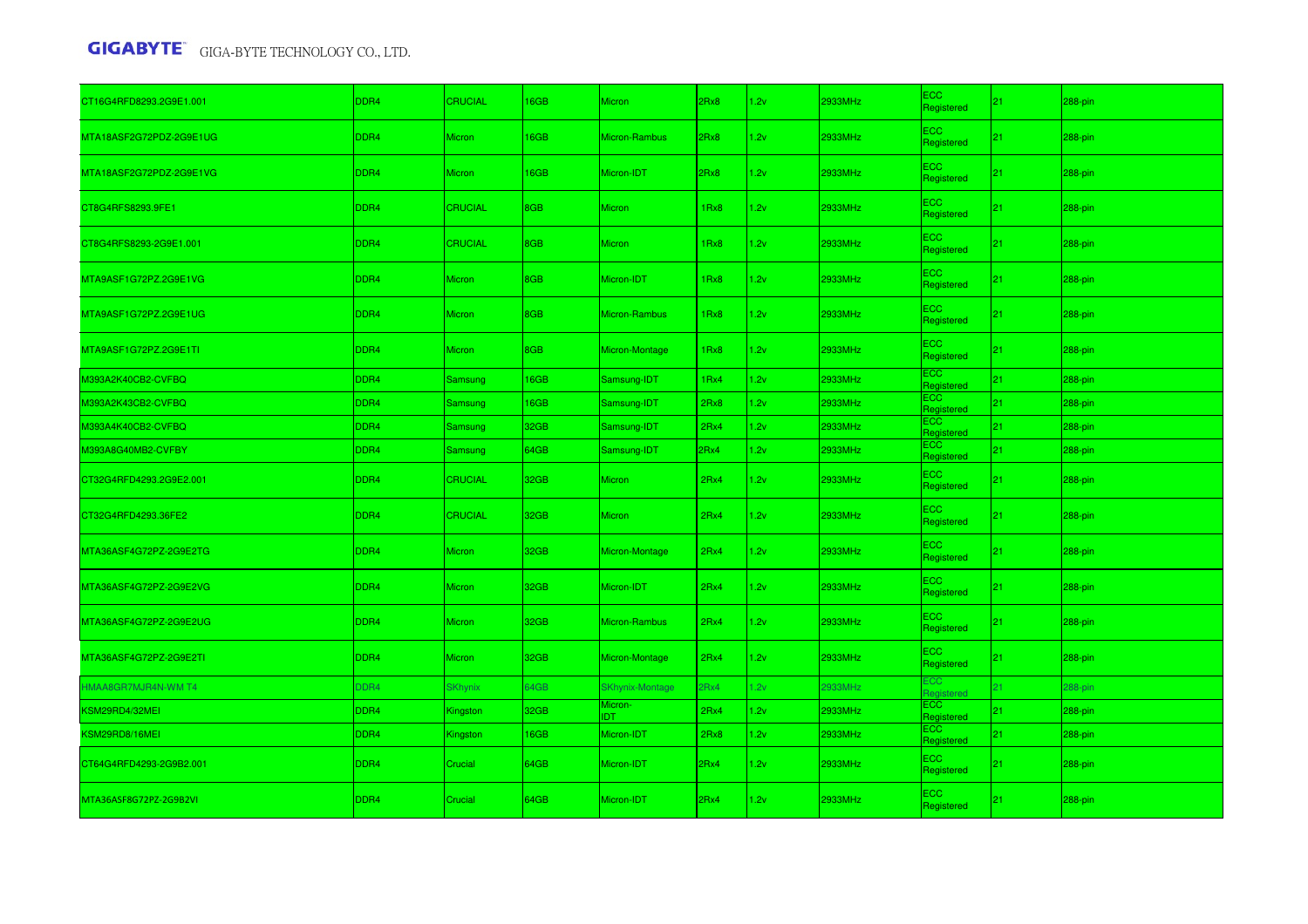| | | | | | | | | | | |
|---|---|---|---|---|---|---|---|---|---|---|
| CT16G4RFD8293.2G9E1.001 | DDR4 | CRUCIAL | 16GB | Micron | 2Rx8 | 1.2v | 2933MHz | ECC Registered | 21 | 288-pin |
| MTA18ASF2G72PDZ-2G9E1UG | DDR4 | Micron | 16GB | Micron-Rambus | 2Rx8 | 1.2v | 2933MHz | ECC Registered | 21 | 288-pin |
| MTA18ASF2G72PDZ-2G9E1VG | DDR4 | Micron | 16GB | Micron-IDT | 2Rx8 | 1.2v | 2933MHz | ECC Registered | 21 | 288-pin |
| CT8G4RFS8293.9FE1 | DDR4 | CRUCIAL | 8GB | Micron | 1Rx8 | 1.2v | 2933MHz | ECC Registered | 21 | 288-pin |
| CT8G4RFS8293-2G9E1.001 | DDR4 | CRUCIAL | 8GB | Micron | 1Rx8 | 1.2v | 2933MHz | ECC Registered | 21 | 288-pin |
| MTA9ASF1G72PZ.2G9E1VG | DDR4 | Micron | 8GB | Micron-IDT | 1Rx8 | 1.2v | 2933MHz | ECC Registered | 21 | 288-pin |
| MTA9ASF1G72PZ.2G9E1UG | DDR4 | Micron | 8GB | Micron-Rambus | 1Rx8 | 1.2v | 2933MHz | ECC Registered | 21 | 288-pin |
| MTA9ASF1G72PZ.2G9E1TI | DDR4 | Micron | 8GB | Micron-Montage | 1Rx8 | 1.2v | 2933MHz | ECC Registered | 21 | 288-pin |
| M393A2K40CB2-CVFBQ | DDR4 | Samsung | 16GB | Samsung-IDT | 1Rx4 | 1.2v | 2933MHz | ECC Registered | 21 | 288-pin |
| M393A2K43CB2-CVFBQ | DDR4 | Samsung | 16GB | Samsung-IDT | 2Rx8 | 1.2v | 2933MHz | ECC Registered | 21 | 288-pin |
| M393A4K40CB2-CVFBQ | DDR4 | Samsung | 32GB | Samsung-IDT | 2Rx4 | 1.2v | 2933MHz | ECC Registered | 21 | 288-pin |
| M393A8G40MB2-CVFBY | DDR4 | Samsung | 64GB | Samsung-IDT | 2Rx4 | 1.2v | 2933MHz | ECC Registered | 21 | 288-pin |
| CT32G4RFD4293.2G9E2.001 | DDR4 | CRUCIAL | 32GB | Micron | 2Rx4 | 1.2v | 2933MHz | ECC Registered | 21 | 288-pin |
| CT32G4RFD4293.36FE2 | DDR4 | CRUCIAL | 32GB | Micron | 2Rx4 | 1.2v | 2933MHz | ECC Registered | 21 | 288-pin |
| MTA36ASF4G72PZ-2G9E2TG | DDR4 | Micron | 32GB | Micron-Montage | 2Rx4 | 1.2v | 2933MHz | ECC Registered | 21 | 288-pin |
| MTA36ASF4G72PZ-2G9E2VG | DDR4 | Micron | 32GB | Micron-IDT | 2Rx4 | 1.2v | 2933MHz | ECC Registered | 21 | 288-pin |
| MTA36ASF4G72PZ-2G9E2UG | DDR4 | Micron | 32GB | Micron-Rambus | 2Rx4 | 1.2v | 2933MHz | ECC Registered | 21 | 288-pin |
| MTA36ASF4G72PZ-2G9E2TI | DDR4 | Micron | 32GB | Micron-Montage | 2Rx4 | 1.2v | 2933MHz | ECC Registered | 21 | 288-pin |
| HMAA8GR7MJR4N-WM T4 | DDR4 | SKhynix | 64GB | SKhynix-Montage | 2Rx4 | 1.2v | 2933MHz | ECC Registered | 21 | 288-pin |
| KSM29RD4/32MEI | DDR4 | Kingston | 32GB | Micron-IDT | 2Rx4 | 1.2v | 2933MHz | ECC Registered | 21 | 288-pin |
| KSM29RD8/16MEI | DDR4 | Kingston | 16GB | Micron-IDT | 2Rx8 | 1.2v | 2933MHz | ECC Registered | 21 | 288-pin |
| CT64G4RFD4293-2G9B2.001 | DDR4 | Crucial | 64GB | Micron-IDT | 2Rx4 | 1.2v | 2933MHz | ECC Registered | 21 | 288-pin |
| MTA36ASF8G72PZ-2G9B2VI | DDR4 | Crucial | 64GB | Micron-IDT | 2Rx4 | 1.2v | 2933MHz | ECC Registered | 21 | 288-pin |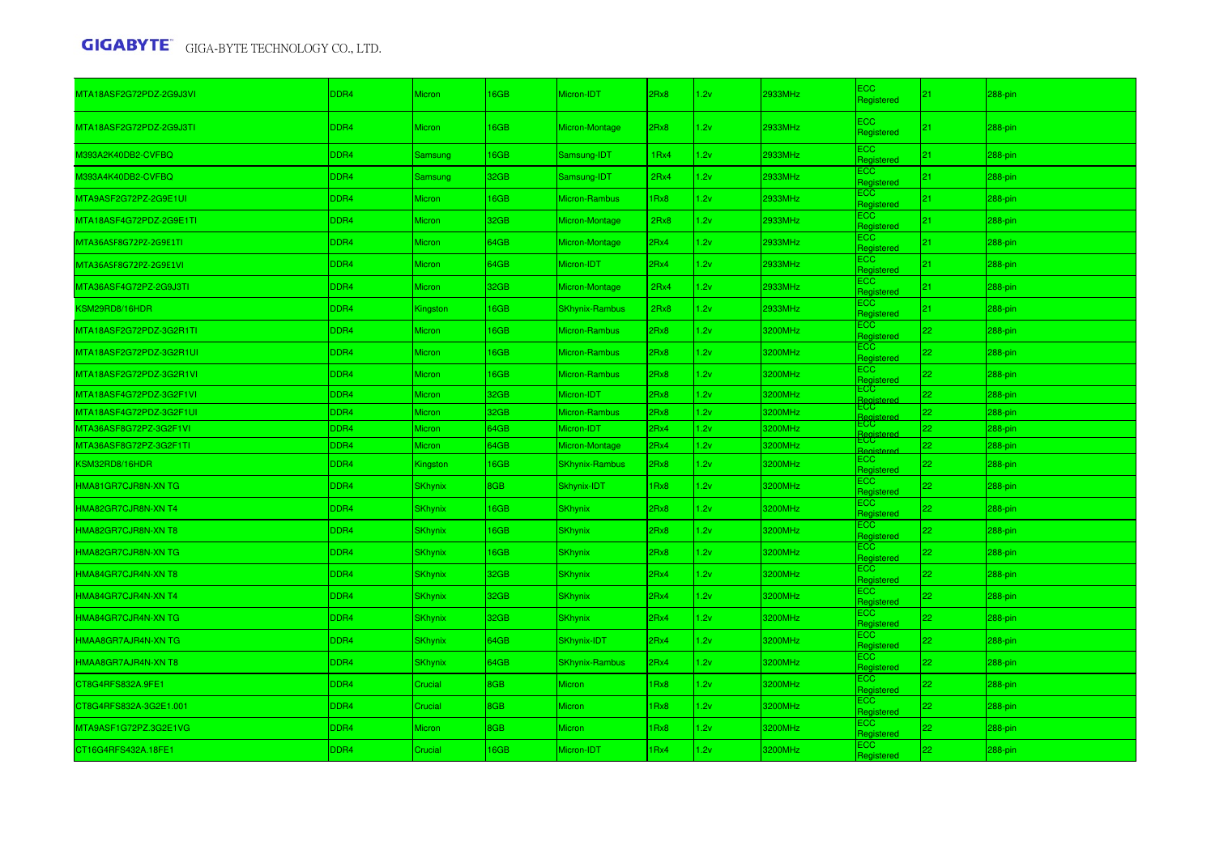| MTA18ASF2G72PDZ-2G9J3VI | DDR4 | Micron | 16GB | Micron-IDT | 2Rx8 | 1.2v | 2933MHz | ECC Registered | 21 | 288-pin |
|---|---|---|---|---|---|---|---|---|---|---|
| MTA18ASF2G72PDZ-2G9J3TI | DDR4 | Micron | 16GB | Micron-Montage | 2Rx8 | 1.2v | 2933MHz | ECC Registered | 21 | 288-pin |
| M393A2K40DB2-CVFBQ | DDR4 | Samsung | 16GB | Samsung-IDT | 1Rx4 | 1.2v | 2933MHz | ECC Registered | 21 | 288-pin |
| M393A4K40DB2-CVFBQ | DDR4 | Samsung | 32GB | Samsung-IDT | 2Rx4 | 1.2v | 2933MHz | ECC Registered | 21 | 288-pin |
| MTA9ASF2G72PZ-2G9E1UI | DDR4 | Micron | 16GB | Micron-Rambus | 1Rx8 | 1.2v | 2933MHz | ECC Registered | 21 | 288-pin |
| MTA18ASF4G72PDZ-2G9E1TI | DDR4 | Micron | 32GB | Micron-Montage | 2Rx8 | 1.2v | 2933MHz | ECC Registered | 21 | 288-pin |
| MTA36ASF8G72PZ-2G9E1TI | DDR4 | Micron | 64GB | Micron-Montage | 2Rx4 | 1.2v | 2933MHz | ECC Registered | 21 | 288-pin |
| MTA36ASF8G72PZ-2G9E1VI | DDR4 | Micron | 64GB | Micron-IDT | 2Rx4 | 1.2v | 2933MHz | ECC Registered | 21 | 288-pin |
| MTA36ASF4G72PZ-2G9J3TI | DDR4 | Micron | 32GB | Micron-Montage | 2Rx4 | 1.2v | 2933MHz | ECC Registered | 21 | 288-pin |
| KSM29RD8/16HDR | DDR4 | Kingston | 16GB | SKhynix-Rambus | 2Rx8 | 1.2v | 2933MHz | ECC Registered | 21 | 288-pin |
| MTA18ASF2G72PDZ-3G2R1TI | DDR4 | Micron | 16GB | Micron-Rambus | 2Rx8 | 1.2v | 3200MHz | ECC Registered | 22 | 288-pin |
| MTA18ASF2G72PDZ-3G2R1UI | DDR4 | Micron | 16GB | Micron-Rambus | 2Rx8 | 1.2v | 3200MHz | ECC Registered | 22 | 288-pin |
| MTA18ASF2G72PDZ-3G2R1VI | DDR4 | Micron | 16GB | Micron-Rambus | 2Rx8 | 1.2v | 3200MHz | ECC Registered | 22 | 288-pin |
| MTA18ASF4G72PDZ-3G2F1VI | DDR4 | Micron | 32GB | Micron-IDT | 2Rx8 | 1.2v | 3200MHz | ECC Registered | 22 | 288-pin |
| MTA18ASF4G72PDZ-3G2F1UI | DDR4 | Micron | 32GB | Micron-Rambus | 2Rx8 | 1.2v | 3200MHz | ECC Registered | 22 | 288-pin |
| MTA36ASF8G72PZ-3G2F1VI | DDR4 | Micron | 64GB | Micron-IDT | 2Rx4 | 1.2v | 3200MHz | ECC Registered | 22 | 288-pin |
| MTA36ASF8G72PZ-3G2F1TI | DDR4 | Micron | 64GB | Micron-Montage | 2Rx4 | 1.2v | 3200MHz | ECC Registered | 22 | 288-pin |
| KSM32RD8/16HDR | DDR4 | Kingston | 16GB | SKhynix-Rambus | 2Rx8 | 1.2v | 3200MHz | ECC Registered | 22 | 288-pin |
| HMA81GR7CJR8N-XN TG | DDR4 | SKhynix | 8GB | Skhynix-IDT | 1Rx8 | 1.2v | 3200MHz | ECC Registered | 22 | 288-pin |
| HMA82GR7CJR8N-XN T4 | DDR4 | SKhynix | 16GB | SKhynix | 2Rx8 | 1.2v | 3200MHz | ECC Registered | 22 | 288-pin |
| HMA82GR7CJR8N-XN T8 | DDR4 | SKhynix | 16GB | SKhynix | 2Rx8 | 1.2v | 3200MHz | ECC Registered | 22 | 288-pin |
| HMA82GR7CJR8N-XN TG | DDR4 | SKhynix | 16GB | SKhynix | 2Rx8 | 1.2v | 3200MHz | ECC Registered | 22 | 288-pin |
| HMA84GR7CJR4N-XN T8 | DDR4 | SKhynix | 32GB | SKhynix | 2Rx4 | 1.2v | 3200MHz | ECC Registered | 22 | 288-pin |
| HMA84GR7CJR4N-XN T4 | DDR4 | SKhynix | 32GB | SKhynix | 2Rx4 | 1.2v | 3200MHz | ECC Registered | 22 | 288-pin |
| HMA84GR7CJR4N-XN TG | DDR4 | SKhynix | 32GB | SKhynix | 2Rx4 | 1.2v | 3200MHz | ECC Registered | 22 | 288-pin |
| HMAA8GR7AJR4N-XN TG | DDR4 | SKhynix | 64GB | SKhynix-IDT | 2Rx4 | 1.2v | 3200MHz | ECC Registered | 22 | 288-pin |
| HMAA8GR7AJR4N-XN T8 | DDR4 | SKhynix | 64GB | SKhynix-Rambus | 2Rx4 | 1.2v | 3200MHz | ECC Registered | 22 | 288-pin |
| CT8G4RFS832A.9FE1 | DDR4 | Crucial | 8GB | Micron | 1Rx8 | 1.2v | 3200MHz | ECC Registered | 22 | 288-pin |
| CT8G4RFS832A-3G2E1.001 | DDR4 | Crucial | 8GB | Micron | 1Rx8 | 1.2v | 3200MHz | ECC Registered | 22 | 288-pin |
| MTA9ASF1G72PZ.3G2E1VG | DDR4 | Micron | 8GB | Micron | 1Rx8 | 1.2v | 3200MHz | ECC Registered | 22 | 288-pin |
| CT16G4RFS432A.18FE1 | DDR4 | Crucial | 16GB | Micron-IDT | 1Rx4 | 1.2v | 3200MHz | ECC Registered | 22 | 288-pin |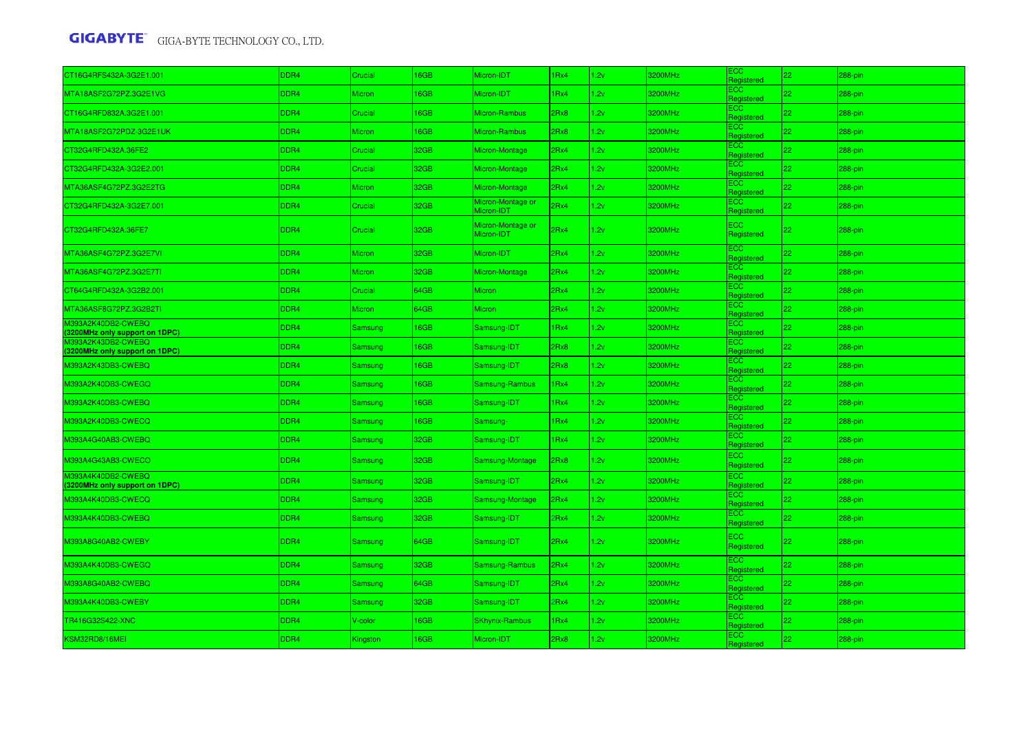| | | | | | | | | | | |
|---|---|---|---|---|---|---|---|---|---|---|
| CT16G4RFS432A-3G2E1.001 | DDR4 | Crucial | 16GB | Micron-IDT | 1Rx4 | 1.2v | 3200MHz | ECC Registered | 22 | 288-pin |
| MTA18ASF2G72PZ.3G2E1VG | DDR4 | Micron | 16GB | Micron-IDT | 1Rx4 | 1.2v | 3200MHz | ECC Registered | 22 | 288-pin |
| CT16G4RFD832A.3G2E1.001 | DDR4 | Crucial | 16GB | Micron-Rambus | 2Rx8 | 1.2v | 3200MHz | ECC Registered | 22 | 288-pin |
| MTA18ASF2G72PDZ-3G2E1UK | DDR4 | Micron | 16GB | Micron-Rambus | 2Rx8 | 1.2v | 3200MHz | ECC Registered | 22 | 288-pin |
| CT32G4RFD432A.36FE2 | DDR4 | Crucial | 32GB | Micron-Montage | 2Rx4 | 1.2v | 3200MHz | ECC Registered | 22 | 288-pin |
| CT32G4RFD432A-3G2E2.001 | DDR4 | Crucial | 32GB | Micron-Montage | 2Rx4 | 1.2v | 3200MHz | ECC Registered | 22 | 288-pin |
| MTA36ASF4G72PZ.3G2E2TG | DDR4 | Micron | 32GB | Micron-Montage | 2Rx4 | 1.2v | 3200MHz | ECC Registered | 22 | 288-pin |
| CT32G4RFD432A-3G2E7.001 | DDR4 | Crucial | 32GB | Micron-Montage or Micron-IDT | 2Rx4 | 1.2v | 3200MHz | ECC Registered | 22 | 288-pin |
| CT32G4RFD432A.36FE7 | DDR4 | Crucial | 32GB | Micron-Montage or Micron-IDT | 2Rx4 | 1.2v | 3200MHz | ECC Registered | 22 | 288-pin |
| MTA36ASF4G72PZ.3G2E7VI | DDR4 | Micron | 32GB | Micron-IDT | 2Rx4 | 1.2v | 3200MHz | ECC Registered | 22 | 288-pin |
| MTA36ASF4G72PZ.3G2E7TI | DDR4 | Micron | 32GB | Micron-Montage | 2Rx4 | 1.2v | 3200MHz | ECC Registered | 22 | 288-pin |
| CT64G4RFD432A-3G2B2.001 | DDR4 | Crucial | 64GB | Micron | 2Rx4 | 1.2v | 3200MHz | ECC Registered | 22 | 288-pin |
| MTA36ASF8G72PZ.3G2B2TI | DDR4 | Micron | 64GB | Micron | 2Rx4 | 1.2v | 3200MHz | ECC Registered | 22 | 288-pin |
| M393A2K40DB2-CWEBQ **(3200MHz only support on 1DPC)** | DDR4 | Samsung | 16GB | Samsung-IDT | 1Rx4 | 1.2v | 3200MHz | ECC Registered | 22 | 288-pin |
| M393A2K43DB2-CWEBQ **(3200MHz only support on 1DPC)** | DDR4 | Samsung | 16GB | Samsung-IDT | 2Rx8 | 1.2v | 3200MHz | ECC Registered | 22 | 288-pin |
| M393A2K43DB3-CWEBQ | DDR4 | Samsung | 16GB | Samsung-IDT | 2Rx8 | 1.2v | 3200MHz | ECC Registered | 22 | 288-pin |
| M393A2K40DB3-CWEGQ | DDR4 | Samsung | 16GB | Samsung-Rambus | 1Rx4 | 1.2v | 3200MHz | ECC Registered | 22 | 288-pin |
| M393A2K40DB3-CWEBQ | DDR4 | Samsung | 16GB | Samsung-IDT | 1Rx4 | 1.2v | 3200MHz | ECC Registered | 22 | 288-pin |
| M393A2K40DB3-CWECQ | DDR4 | Samsung | 16GB | Samsung- | 1Rx4 | 1.2v | 3200MHz | ECC Registered | 22 | 288-pin |
| M393A4G40AB3-CWEBQ | DDR4 | Samsung | 32GB | Samsung-IDT | 1Rx4 | 1.2v | 3200MHz | ECC Registered | 22 | 288-pin |
| M393A4G43AB3-CWECO | DDR4 | Samsung | 32GB | Samsung-Montage | 2Rx8 | 1.2v | 3200MHz | ECC Registered | 22 | 288-pin |
| M393A4K40DB2-CWEBQ **(3200MHz only support on 1DPC)** | DDR4 | Samsung | 32GB | Samsung-IDT | 2Rx4 | 1.2v | 3200MHz | ECC Registered | 22 | 288-pin |
| M393A4K40DB3-CWECQ | DDR4 | Samsung | 32GB | Samsung-Montage | 2Rx4 | 1.2v | 3200MHz | ECC Registered | 22 | 288-pin |
| M393A4K40DB3-CWEBQ | DDR4 | Samsung | 32GB | Samsung-IDT | 2Rx4 | 1.2v | 3200MHz | ECC Registered | 22 | 288-pin |
| M393A8G40AB2-CWEBY | DDR4 | Samsung | 64GB | Samsung-IDT | 2Rx4 | 1.2v | 3200MHz | ECC Registered | 22 | 288-pin |
| M393A4K40DB3-CWEGQ | DDR4 | Samsung | 32GB | Samsung-Rambus | 2Rx4 | 1.2v | 3200MHz | ECC Registered | 22 | 288-pin |
| M393A8G40AB2-CWEBQ | DDR4 | Samsung | 64GB | Samsung-IDT | 2Rx4 | 1.2v | 3200MHz | ECC Registered | 22 | 288-pin |
| M393A4K40DB3-CWEBY | DDR4 | Samsung | 32GB | Samsung-IDT | 2Rx4 | 1.2v | 3200MHz | ECC Registered | 22 | 288-pin |
| TR416G32S422-XNC | DDR4 | V-color | 16GB | SKhynix-Rambus | 1Rx4 | 1.2v | 3200MHz | ECC Registered | 22 | 288-pin |
| KSM32RD8/16MEI | DDR4 | Kingston | 16GB | Micron-IDT | 2Rx8 | 1.2v | 3200MHz | ECC Registered | 22 | 288-pin |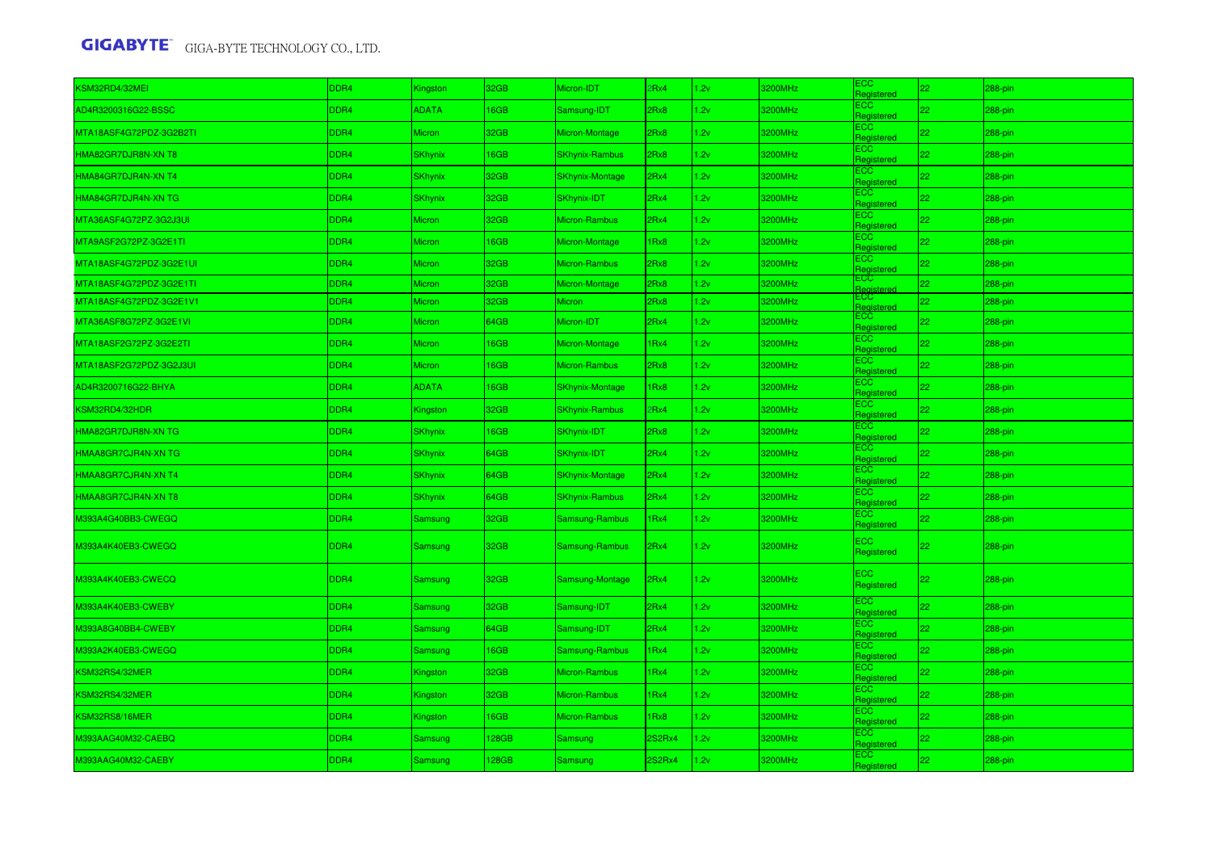| KSM32RD4/32MEI | DDR4 | Kingston | 32GB | Micron-IDT | 2Rx4 | 1.2v | 3200MHz | ECC Registered | 22 | 288-pin |
|---|---|---|---|---|---|---|---|---|---|---|
| AD4R3200316G22-BSSC | DDR4 | ADATA | 16GB | Samsung-IDT | 2Rx8 | 1.2v | 3200MHz | ECC Registered | 22 | 288-pin |
| MTA18ASF4G72PDZ-3G2B2TI | DDR4 | Micron | 32GB | Micron-Montage | 2Rx8 | 1.2v | 3200MHz | ECC Registered | 22 | 288-pin |
| HMA82GR7DJR8N-XN T8 | DDR4 | SKhynix | 16GB | SKhynix-Rambus | 2Rx8 | 1.2v | 3200MHz | ECC Registered | 22 | 288-pin |
| HMA84GR7DJR4N-XN T4 | DDR4 | SKhynix | 32GB | SKhynix-Montage | 2Rx4 | 1.2v | 3200MHz | ECC Registered | 22 | 288-pin |
| HMA84GR7DJR4N-XN TG | DDR4 | SKhynix | 32GB | SKhynix-IDT | 2Rx4 | 1.2v | 3200MHz | ECC Registered | 22 | 288-pin |
| MTA36ASF4G72PZ-3G2J3UI | DDR4 | Micron | 32GB | Micron-Rambus | 2Rx4 | 1.2v | 3200MHz | ECC Registered | 22 | 288-pin |
| MTA9ASF2G72PZ-3G2E1TI | DDR4 | Micron | 16GB | Micron-Montage | 1Rx8 | 1.2v | 3200MHz | ECC Registered | 22 | 288-pin |
| MTA18ASF4G72PDZ-3G2E1UI | DDR4 | Micron | 32GB | Micron-Rambus | 2Rx8 | 1.2v | 3200MHz | ECC Registered | 22 | 288-pin |
| MTA18ASF4G72PDZ-3G2E1TI | DDR4 | Micron | 32GB | Micron-Montage | 2Rx8 | 1.2v | 3200MHz | ECC Registered | 22 | 288-pin |
| MTA18ASF4G72PDZ-3G2E1V1 | DDR4 | Micron | 32GB | Micron | 2Rx8 | 1.2v | 3200MHz | ECC Registered | 22 | 288-pin |
| MTA36ASF8G72PZ-3G2E1VI | DDR4 | Micron | 64GB | Micron-IDT | 2Rx4 | 1.2v | 3200MHz | ECC Registered | 22 | 288-pin |
| MTA18ASF2G72PZ-3G2E2TI | DDR4 | Micron | 16GB | Micron-Montage | 1Rx4 | 1.2v | 3200MHz | ECC Registered | 22 | 288-pin |
| MTA18ASF2G72PDZ-3G2J3UI | DDR4 | Micron | 16GB | Micron-Rambus | 2Rx8 | 1.2v | 3200MHz | ECC Registered | 22 | 288-pin |
| AD4R3200716G22-BHYA | DDR4 | ADATA | 16GB | SKhynix-Montage | 1Rx8 | 1.2v | 3200MHz | ECC Registered | 22 | 288-pin |
| KSM32RD4/32HDR | DDR4 | Kingston | 32GB | SKhynix-Rambus | 2Rx4 | 1.2v | 3200MHz | ECC Registered | 22 | 288-pin |
| HMA82GR7DJR8N-XN TG | DDR4 | SKhynix | 16GB | SKhynix-IDT | 2Rx8 | 1.2v | 3200MHz | ECC Registered | 22 | 288-pin |
| HMAA8GR7CJR4N-XN TG | DDR4 | SKhynix | 64GB | SKhynix-IDT | 2Rx4 | 1.2v | 3200MHz | ECC Registered | 22 | 288-pin |
| HMAA8GR7CJR4N-XN T4 | DDR4 | SKhynix | 64GB | SKhynix-Montage | 2Rx4 | 1.2v | 3200MHz | ECC Registered | 22 | 288-pin |
| HMAA8GR7CJR4N-XN T8 | DDR4 | SKhynix | 64GB | SKhynix-Rambus | 2Rx4 | 1.2v | 3200MHz | ECC Registered | 22 | 288-pin |
| M393A4G40BB3-CWEGQ | DDR4 | Samsung | 32GB | Samsung-Rambus | 1Rx4 | 1.2v | 3200MHz | ECC Registered | 22 | 288-pin |
| M393A4K40EB3-CWEGQ | DDR4 | Samsung | 32GB | Samsung-Rambus | 2Rx4 | 1.2v | 3200MHz | ECC Registered | 22 | 288-pin |
| M393A4K40EB3-CWECQ | DDR4 | Samsung | 32GB | Samsung-Montage | 2Rx4 | 1.2v | 3200MHz | ECC Registered | 22 | 288-pin |
| M393A4K40EB3-CWEBY | DDR4 | Samsung | 32GB | Samsung-IDT | 2Rx4 | 1.2v | 3200MHz | ECC Registered | 22 | 288-pin |
| M393A8G40BB4-CWEBY | DDR4 | Samsung | 64GB | Samsung-IDT | 2Rx4 | 1.2v | 3200MHz | ECC Registered | 22 | 288-pin |
| M393A2K40EB3-CWEGQ | DDR4 | Samsung | 16GB | Samsung-Rambus | 1Rx4 | 1.2v | 3200MHz | ECC Registered | 22 | 288-pin |
| KSM32RS4/32MER | DDR4 | Kingston | 32GB | Micron-Rambus | 1Rx4 | 1.2v | 3200MHz | ECC Registered | 22 | 288-pin |
| KSM32RS4/32MER | DDR4 | Kingston | 32GB | Micron-Rambus | 1Rx4 | 1.2v | 3200MHz | ECC Registered | 22 | 288-pin |
| KSM32RS8/16MER | DDR4 | Kingston | 16GB | Micron-Rambus | 1Rx8 | 1.2v | 3200MHz | ECC Registered | 22 | 288-pin |
| M393AAG40M32-CAEBQ | DDR4 | Samsung | 128GB | Samsung | 2S2Rx4 | 1.2v | 3200MHz | ECC Registered | 22 | 288-pin |
| M393AAG40M32-CAEBY | DDR4 | Samsung | 128GB | Samsung | 2S2Rx4 | 1.2v | 3200MHz | ECC Registered | 22 | 288-pin |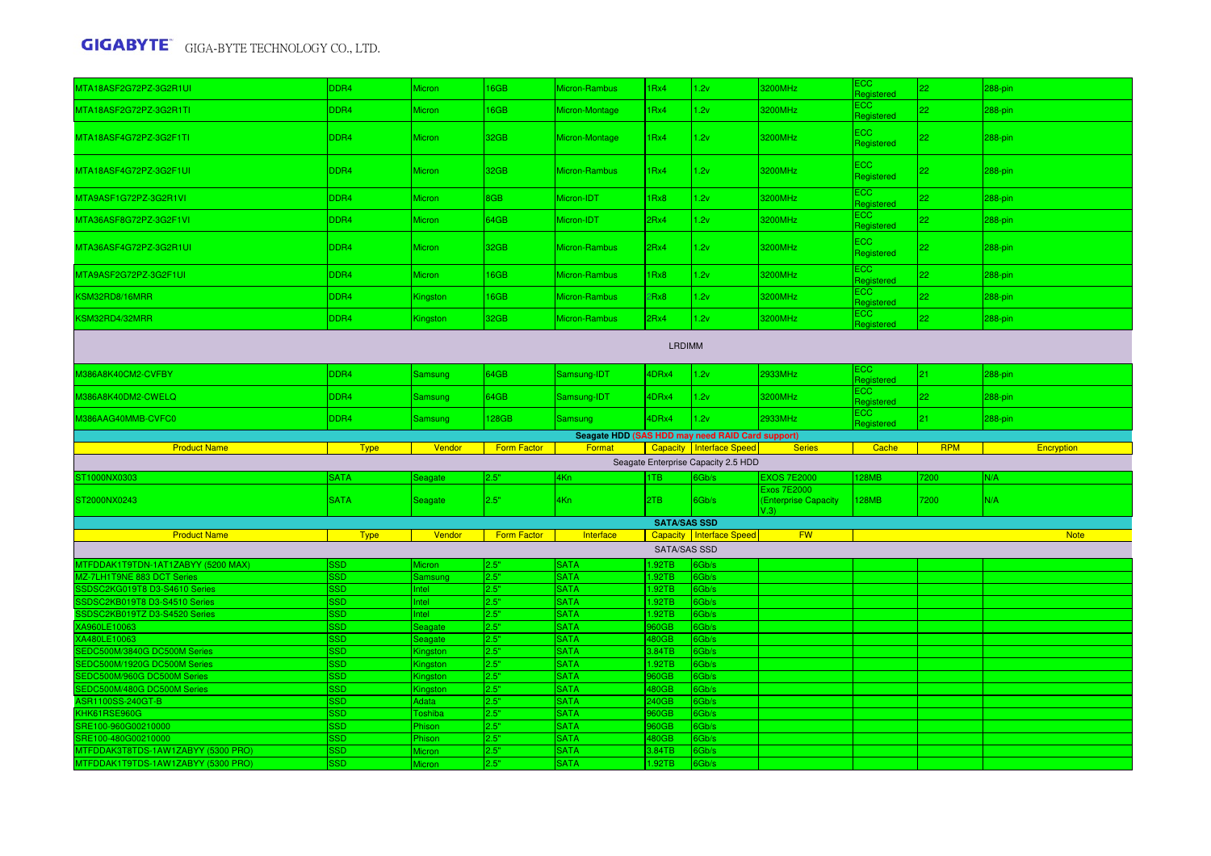| | | | | | | | | | | |
|---|---|---|---|---|---|---|---|---|---|---|
| MTA18ASF2G72PZ-3G2R1UI | DDR4 | Micron | 16GB | Micron-Rambus | 1Rx4 | 1.2v | 3200MHz | ECC Registered | 22 | 288-pin |
| MTA18ASF2G72PZ-3G2R1TI | DDR4 | Micron | 16GB | Micron-Montage | 1Rx4 | 1.2v | 3200MHz | ECC Registered | 22 | 288-pin |
| MTA18ASF4G72PZ-3G2F1TI | DDR4 | Micron | 32GB | Micron-Montage | 1Rx4 | 1.2v | 3200MHz | ECC Registered | 22 | 288-pin |
| MTA18ASF4G72PZ-3G2F1UI | DDR4 | Micron | 32GB | Micron-Rambus | 1Rx4 | 1.2v | 3200MHz | ECC Registered | 22 | 288-pin |
| MTA9ASF1G72PZ-3G2R1VI | DDR4 | Micron | 8GB | Micron-IDT | 1Rx8 | 1.2v | 3200MHz | ECC Registered | 22 | 288-pin |
| MTA36ASF8G72PZ-3G2F1VI | DDR4 | Micron | 64GB | Micron-IDT | 2Rx4 | 1.2v | 3200MHz | ECC Registered | 22 | 288-pin |
| MTA36ASF4G72PZ-3G2R1UI | DDR4 | Micron | 32GB | Micron-Rambus | 2Rx4 | 1.2v | 3200MHz | ECC Registered | 22 | 288-pin |
| MTA9ASF2G72PZ-3G2F1UI | DDR4 | Micron | 16GB | Micron-Rambus | 1Rx8 | 1.2v | 3200MHz | ECC Registered | 22 | 288-pin |
| KSM32RD8/16MRR | DDR4 | Kingston | 16GB | Micron-Rambus | 2Rx8 | 1.2v | 3200MHz | ECC Registered | 22 | 288-pin |
| KSM32RD4/32MRR | DDR4 | Kingston | 32GB | Micron-Rambus | 2Rx4 | 1.2v | 3200MHz | ECC Registered | 22 | 288-pin |
| LRDIMM | | | | | | | | | | |
| M386A8K40CM2-CVFBY | DDR4 | Samsung | 64GB | Samsung-IDT | 4DRx4 | 1.2v | 2933MHz | ECC Registered | 21 | 288-pin |
| M386A8K40DM2-CWELQ | DDR4 | Samsung | 64GB | Samsung-IDT | 4DRx4 | 1.2v | 3200MHz | ECC Registered | 22 | 288-pin |
| M386AAG40MMB-CVFC0 | DDR4 | Samsung | 128GB | Samsung | 4DRx4 | 1.2v | 2933MHz | ECC Registered | 21 | 288-pin |

**Seagate HDD (SAS HDD may need RAID Card support)**

| Product Name | Type | Vendor | Form Factor | Format | Capacity | Interface Speed | Series | Cache | RPM | Encryption |
|---|---|---|---|---|---|---|---|---|---|---|
| Seagate Enterprise Capacity 2.5 HDD | | | | | | | | | | |
| ST1000NX0303 | SATA | Seagate | 2.5" | 4Kn | 1TB | 6Gb/s | EXOS 7E2000 | 128MB | 7200 | N/A |
| ST2000NX0243 | SATA | Seagate | 2.5" | 4Kn | 2TB | 6Gb/s | Exos 7E2000 (Enterprise Capacity V.3) | 128MB | 7200 | N/A |

**SATA/SAS SSD**

| Product Name | Type | Vendor | Form Factor | Interface | Capacity | Interface Speed | FW | Note |
|---|---|---|---|---|---|---|---|---|
| SATA/SAS SSD | | | | | | | | |
| MTFDDAK1T9TDN-1AT1ZABYY (5200 MAX) | SSD | Micron | 2.5" | SATA | 1.92TB | 6Gb/s | | |
| MZ-7LH1T9NE 883 DCT Series | SSD | Samsung | 2.5" | SATA | 1.92TB | 6Gb/s | | |
| SSDSC2KG019T8 D3-S4610 Series | SSD | Intel | 2.5" | SATA | 1.92TB | 6Gb/s | | |
| SSDSC2KB019T8 D3-S4510 Series | SSD | Intel | 2.5" | SATA | 1.92TB | 6Gb/s | | |
| SSDSC2KB019TZ D3-S4520 Series | SSD | Intel | 2.5" | SATA | 1.92TB | 6Gb/s | | |
| XA960LE10063 | SSD | Seagate | 2.5" | SATA | 960GB | 6Gb/s | | |
| XA480LE10063 | SSD | Seagate | 2.5" | SATA | 480GB | 6Gb/s | | |
| SEDC500M/3840G DC500M Series | SSD | Kingston | 2.5" | SATA | 3.84TB | 6Gb/s | | |
| SEDC500M/1920G DC500M Series | SSD | Kingston | 2.5" | SATA | 1.92TB | 6Gb/s | | |
| SEDC500M/960G DC500M Series | SSD | Kingston | 2.5" | SATA | 960GB | 6Gb/s | | |
| SEDC500M/480G DC500M Series | SSD | Kingston | 2.5" | SATA | 480GB | 6Gb/s | | |
| ASR1100SS-240GT-B | SSD | Adata | 2.5" | SATA | 240GB | 6Gb/s | | |
| KHK61RSE960G | SSD | Toshiba | 2.5" | SATA | 960GB | 6Gb/s | | |
| SRE100-960G00210000 | SSD | Phison | 2.5" | SATA | 960GB | 6Gb/s | | |
| SRE100-480G00210000 | SSD | Phison | 2.5" | SATA | 480GB | 6Gb/s | | |
| MTFDDAK3T8TDS-1AW1ZABYY (5300 PRO) | SSD | Micron | 2.5" | SATA | 3.84TB | 6Gb/s | | |
| MTFDDAK1T9TDS-1AW1ZABYY (5300 PRO) | SSD | Micron | 2.5" | SATA | 1.92TB | 6Gb/s | | |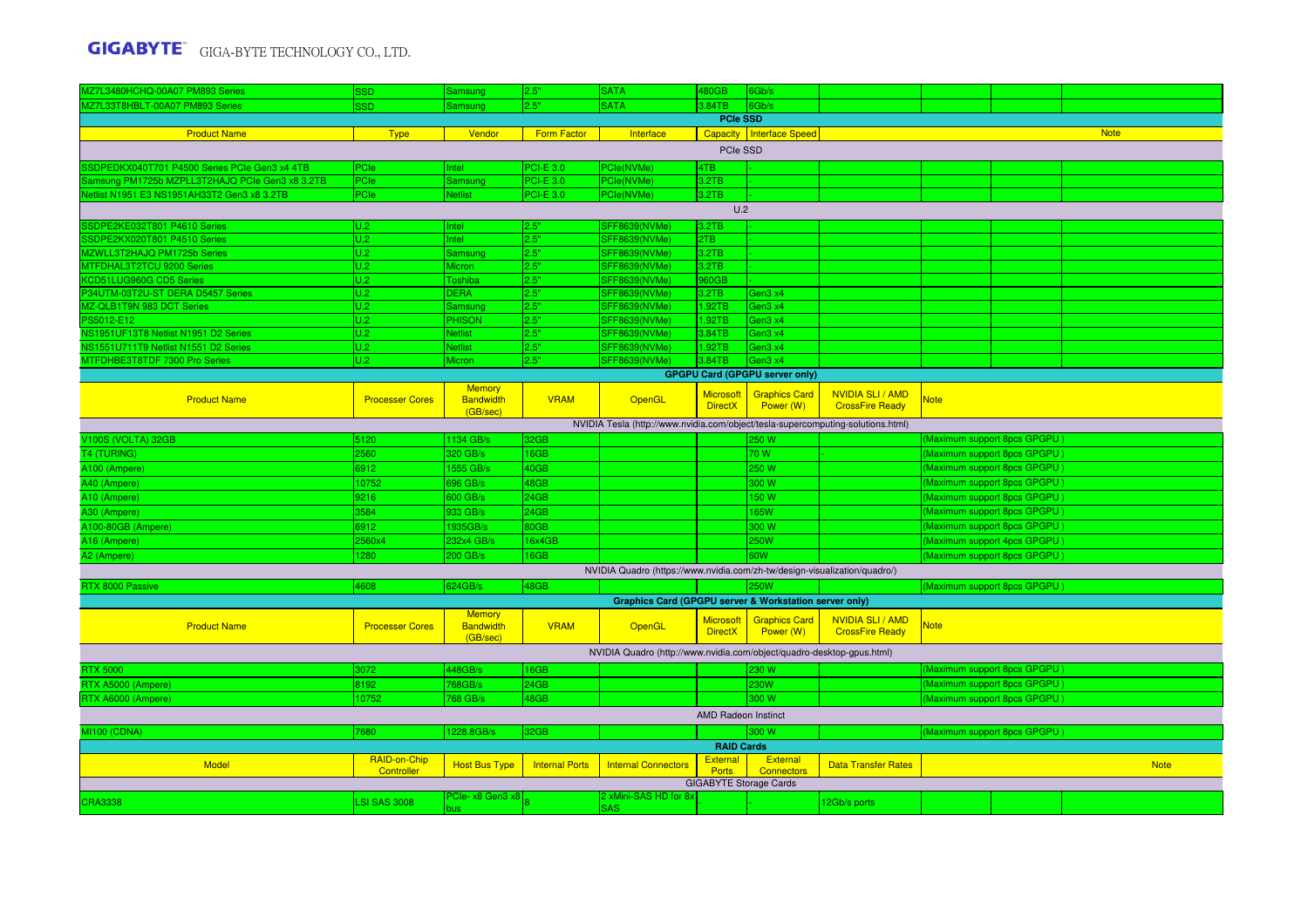| MZ7L3480HCHQ-00A07 PM893 Series | SSD | Samsung | 2.5" | SATA | 480GB | 6Gb/s | | | | |
|---|---|---|---|---|---|---|---|---|---|---|
| MZ7L33T8HBLT-00A07 PM893 Series | SSD | Samsung | 2.5" | SATA | 3.84TB | 6Gb/s | | | | |
| **PCIe SSD** | | | | | | | | | | |
| Product Name | Type | Vendor | Form Factor | Interface | Capacity | Interface Speed | | | | Note |
| PCIe SSD | | | | | | | | | | |
| SSDPEDKX040T701 P4500 Series PCIe Gen3 x4 4TB | PCIe | Intel | PCI-E 3.0 | PCIe(NVMe) | 4TB | - | | | | |
| Samsung PM1725b MZPLL3T2HAJQ PCIe Gen3 x8 3.2TB | PCIe | Samsung | PCI-E 3.0 | PCIe(NVMe) | 3.2TB | - | | | | |
| Netlist N1951 E3 NS1951AH33T2 Gen3 x8 3.2TB | PCIe | Netlist | PCI-E 3.0 | PCIe(NVMe) | 3.2TB | - | | | | |
| U.2 | | | | | | | | | | |
| SSDPE2KE032T801 P4610 Series | U.2 | Intel | 2.5" | SFF8639(NVMe) | 3.2TB | - | | | | |
| SSDPE2KX020T801 P4510 Series | U.2 | Intel | 2.5" | SFF8639(NVMe) | 2TB | - | | | | |
| MZWLL3T2HAJQ PM1725b Series | U.2 | Samsung | 2.5" | SFF8639(NVMe) | 3.2TB | - | | | | |
| MTFDHAL3T2TCU 9200 Series | U.2 | Micron | 2.5" | SFF8639(NVMe) | 3.2TB | - | | | | |
| KCD51LUG960G CD5 Series | U.2 | Toshiba | 2.5" | SFF8639(NVMe) | 960GB | - | | | | |
| P34UTM-03T2U-ST DERA D5457 Series | U.2 | DERA | 2.5" | SFF8639(NVMe) | 3.2TB | Gen3 x4 | | | | |
| MZ-QLB1T9N 983 DCT Series | U.2 | Samsung | 2.5" | SFF8639(NVMe) | 1.92TB | Gen3 x4 | | | | |
| PS5012-E12 | U.2 | PHISON | 2.5" | SFF8639(NVMe) | 1.92TB | Gen3 x4 | | | | |
| NS1951UF13T8 Netlist N1951 D2 Series | U.2 | Netlist | 2.5" | SFF8639(NVMe) | 3.84TB | Gen3 x4 | | | | |
| NS1551U711T9 Netlist N1551 D2 Series | U.2 | Netlist | 2.5" | SFF8639(NVMe) | 1.92TB | Gen3 x4 | | | | |
| MTFDHBE3T8TDF 7300 Pro Series | U.2 | Micron | 2.5" | SFF8639(NVMe) | 3.84TB | Gen3 x4 | | | | |

**GPGPU Card (GPGPU server only)**

| Product Name | Processer Cores | Memory Bandwidth (GB/sec) | VRAM | OpenGL | Microsoft DirectX | Graphics Card Power (W) | NVIDIA SLI / AMD CrossFire Ready | Note |
|---|---|---|---|---|---|---|---|---|
| NVIDIA Tesla (http://www.nvidia.com/object/tesla-supercomputing-solutions.html) | | | | | | | | |
| V100S (VOLTA) 32GB | 5120 | 1134 GB/s | 32GB | | | 250 W | | (Maximum support 8pcs GPGPU ) |
| T4 (TURING) | 2560 | 320 GB/s | 16GB | | | 70 W | - | (Maximum support 8pcs GPGPU ) |
| A100 (Ampere) | 6912 | 1555 GB/s | 40GB | | | 250 W | | (Maximum support 8pcs GPGPU ) |
| A40 (Ampere) | 10752 | 696 GB/s | 48GB | | | 300 W | | (Maximum support 8pcs GPGPU ) |
| A10 (Ampere) | 9216 | 600 GB/s | 24GB | | | 150 W | | (Maximum support 8pcs GPGPU ) |
| A30 (Ampere) | 3584 | 933 GB/s | 24GB | | | 165W | | (Maximum support 8pcs GPGPU ) |
| A100-80GB (Ampere) | 6912 | 1935GB/s | 80GB | | | 300 W | | (Maximum support 8pcs GPGPU ) |
| A16 (Ampere) | 2560x4 | 232x4 GB/s | 16x4GB | | | 250W | | (Maximum support 4pcs GPGPU ) |
| A2 (Ampere) | 1280 | 200 GB/s | 16GB | | | 60W | | (Maximum support 8pcs GPGPU ) |
| NVIDIA Quadro (https://www.nvidia.com/zh-tw/design-visualization/quadro/) | | | | | | | | |
| RTX 8000 Passive | 4608 | 624GB/s | 48GB | | | 250W | | (Maximum support 8pcs GPGPU ) |

**Graphics Card (GPGPU server & Workstation server only)**

| Product Name | Processer Cores | Memory Bandwidth (GB/sec) | VRAM | OpenGL | Microsoft DirectX | Graphics Card Power (W) | NVIDIA SLI / AMD CrossFire Ready | Note |
|---|---|---|---|---|---|---|---|---|
| NVIDIA Quadro (http://www.nvidia.com/object/quadro-desktop-gpus.html) | | | | | | | | |
| RTX 5000 | 3072 | 448GB/s | 16GB | | | 230 W | | (Maximum support 8pcs GPGPU ) |
| RTX A5000 (Ampere) | 8192 | 768GB/s | 24GB | | | 230W | | (Maximum support 8pcs GPGPU ) |
| RTX A6000 (Ampere) | 10752 | 768 GB/s | 48GB | | | 300 W | | (Maximum support 8pcs GPGPU ) |
| AMD Radeon Instinct | | | | | | | | |
| MI100 (CDNA) | 7680 | 1228.8GB/s | 32GB | | | 300 W | | (Maximum support 8pcs GPGPU ) |

**RAID Cards**

| Model | RAID-on-Chip Controller | Host Bus Type | Internal Ports | Internal Connectors | External Ports | External Connectors | Data Transfer Rates | Note |
|---|---|---|---|---|---|---|---|---|
| GIGABYTE Storage Cards | | | | | | | | |
| CRA3338 | LSI SAS 3008 | PCIe- x8 Gen3 x8 bus | 8 | 2 xMini-SAS HD for 8x SAS | - | | 12Gb/s ports | |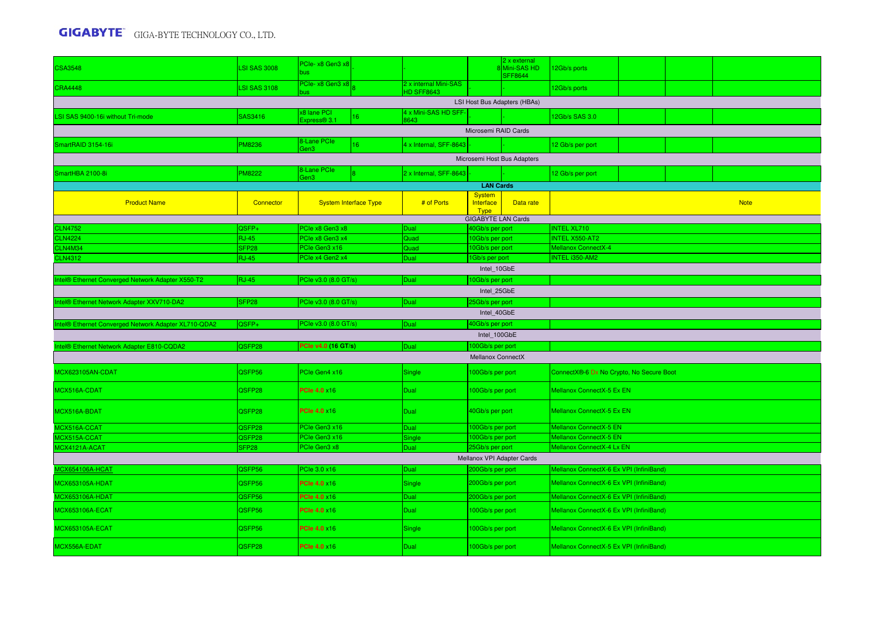| | | | | | | | | | | |
|---|---|---|---|---|---|---|---|---|---|---|
| CSA3548 | LSI SAS 3008 | PCIe- x8 Gen3 x8 bus | - | - | 8 | 2 x external Mini-SAS HD SFF8644 | 12Gb/s ports | | | |
| CRA4448 | LSI SAS 3108 | PCIe- x8 Gen3 x8 bus | 8 | 2 x internal Mini-SAS HD SFF8643 | | - | 12Gb/s ports | | | |
| LSI Host Bus Adapters (HBAs) | | | | | | | | | | |
| LSI SAS 9400-16i without Tri-mode | SAS3416 | x8 lane PCI Express® 3.1 | 16 | 4 x Mini-SAS HD SFF-8643 | - | - | 12Gb/s SAS 3.0 | | | |
| Microsemi RAID Cards | | | | | | | | | | |
| SmartRAID 3154-16i | PM8236 | 8-Lane PCIe Gen3 | 16 | 4 x Internal, SFF-8643 | - | - | 12 Gb/s per port | | | |
| Microsemi Host Bus Adapters | | | | | | | | | | |
| SmartHBA 2100-8i | PM8222 | 8-Lane PCIe Gen3 | 8 | 2 x Internal, SFF-8643 | - | - | 12 Gb/s per port | | | |

**LAN Cards**

| Product Name | Connector | System Interface Type | # of Ports | System Interface Type | Data rate | Note |
|---|---|---|---|---|---|---|
| GIGABYTE LAN Cards | | | | | | |
| CLN4752 | QSFP+ | PCIe x8 Gen3 x8 | Dual | 40Gb/s per port | | INTEL XL710 |
| CLN4224 | RJ-45 | PCIe x8 Gen3 x4 | Quad | 10Gb/s per port | | INTEL X550-AT2 |
| CLN4M34 | SFP28 | PCIe Gen3 x16 | Quad | 10Gb/s per port | | Mellanox ConnectX-4 |
| CLN4312 | RJ-45 | PCIe x4 Gen2 x4 | Dual | 1Gb/s per port | | INTEL i350-AM2 |
| Intel_10GbE | | | | | | |
| Intel® Ethernet Converged Network Adapter X550-T2 | RJ-45 | PCIe v3.0 (8.0 GT/s) | Dual | 10Gb/s per port | | |
| Intel_25GbE | | | | | | |
| Intel® Ethernet Network Adapter XXV710-DA2 | SFP28 | PCIe v3.0 (8.0 GT/s) | Dual | 25Gb/s per port | | |
| Intel_40GbE | | | | | | |
| Intel® Ethernet Converged Network Adapter XL710-QDA2 | QSFP+ | PCIe v3.0 (8.0 GT/s) | Dual | 40Gb/s per port | | |
| Intel_100GbE | | | | | | |
| Intel® Ethernet Network Adapter E810-CQDA2 | QSFP28 | PCIe v4.0 (16 GT/s) | Dual | 100Gb/s per port | | |
| Mellanox ConnectX | | | | | | |
| MCX623105AN-CDAT | QSFP56 | PCIe Gen4 x16 | Single | 100Gb/s per port | | ConnectX®-6 Dx No Crypto, No Secure Boot |
| MCX516A-CDAT | QSFP28 | PCIe 4.0 x16 | Dual | 100Gb/s per port | | Mellanox ConnectX-5 Ex EN |
| MCX516A-BDAT | QSFP28 | PCIe 4.0 x16 | Dual | 40Gb/s per port | | Mellanox ConnectX-5 Ex EN |
| MCX516A-CCAT | QSFP28 | PCIe Gen3 x16 | Dual | 100Gb/s per port | | Mellanox ConnectX-5 EN |
| MCX515A-CCAT | QSFP28 | PCIe Gen3 x16 | Single | 100Gb/s per port | | Mellanox ConnectX-5 EN |
| MCX4121A-ACAT | SFP28 | PCIe Gen3 x8 | Dual | 25Gb/s per port | | Mellanox ConnectX-4 Lx EN |
| Mellanox VPI Adapter Cards | | | | | | |
| MCX654106A-HCAT | QSFP56 | PCIe 3.0 x16 | Dual | 200Gb/s per port | | Mellanox ConnectX-6 Ex VPI (InfiniBand) |
| MCX653105A-HDAT | QSFP56 | PCIe 4.0 x16 | Single | 200Gb/s per port | | Mellanox ConnectX-6 Ex VPI (InfiniBand) |
| MCX653106A-HDAT | QSFP56 | PCIe 4.0 x16 | Dual | 200Gb/s per port | | Mellanox ConnectX-6 Ex VPI (InfiniBand) |
| MCX653106A-ECAT | QSFP56 | PCIe 4.0 x16 | Dual | 100Gb/s per port | | Mellanox ConnectX-6 Ex VPI (InfiniBand) |
| MCX653105A-ECAT | QSFP56 | PCIe 4.0 x16 | Single | 100Gb/s per port | | Mellanox ConnectX-6 Ex VPI (InfiniBand) |
| MCX556A-EDAT | QSFP28 | PCIe 4.0 x16 | Dual | 100Gb/s per port | | Mellanox ConnectX-5 Ex VPI (InfiniBand) |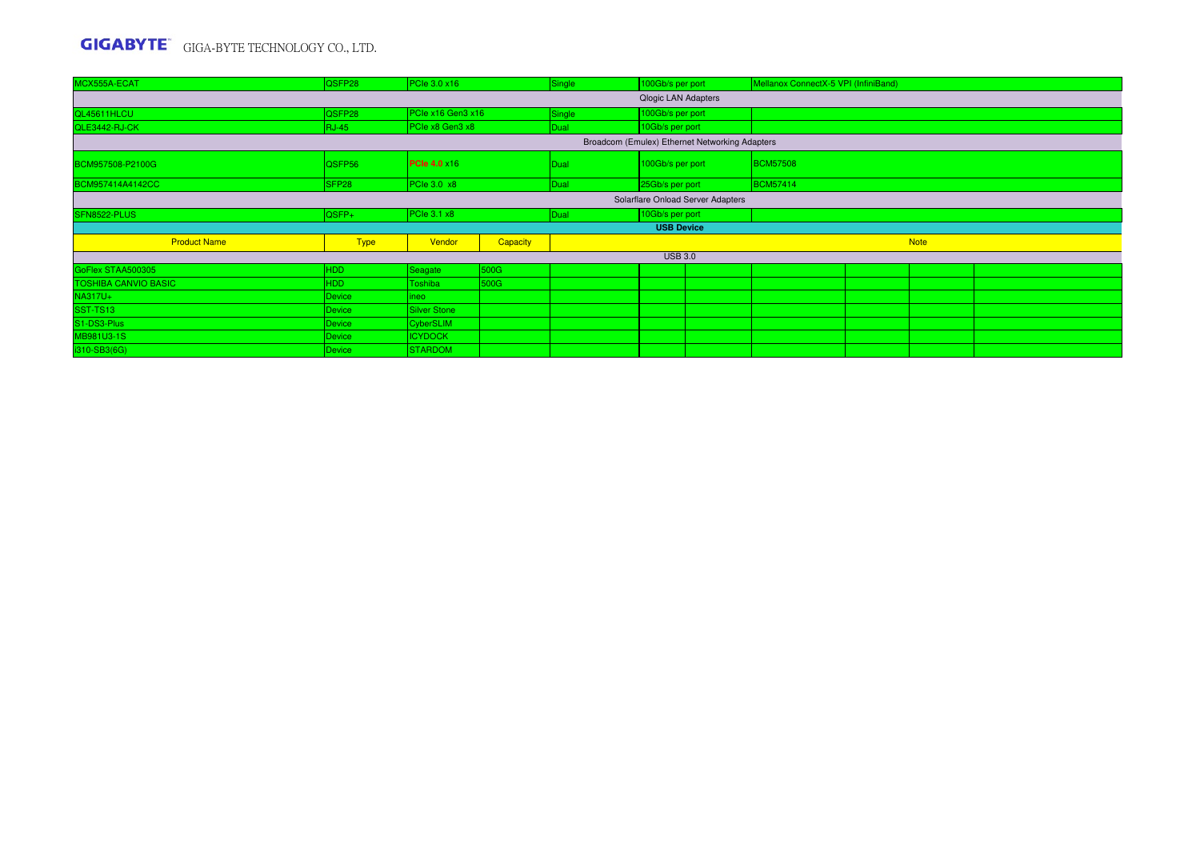| | | | | | | | | | | | | |
|---|---|---|---|---|---|---|---|---|---|---|---|---|
| MCX555A-ECAT | QSFP28 | PCIe 3.0 x16 | | Single | 100Gb/s per port | | Mellanox ConnectX-5 VPI (InfiniBand) | | | | | |
| Qlogic LAN Adapters | | | | | | | | | | | | |
| QL45611HLCU | QSFP28 | PCIe x16 Gen3 x16 | | Single | 100Gb/s per port | | | | | | | |
| QLE3442-RJ-CK | RJ-45 | PCIe x8 Gen3 x8 | | Dual | 10Gb/s per port | | | | | | | |
| Broadcom (Emulex) Ethernet Networking Adapters | | | | | | | | | | | | |
| BCM957508-P2100G | QSFP56 | PCIe 4.0 x16 | | Dual | 100Gb/s per port | | BCM57508 | | | | | |
| BCM957414A4142CC | SFP28 | PCIe 3.0 x8 | | Dual | 25Gb/s per port | | BCM57414 | | | | | |
| Solarflare Onload Server Adapters | | | | | | | | | | | | |
| SFN8522-PLUS | QSFP+ | PCIe 3.1 x8 | | Dual | 10Gb/s per port | | | | | | | |
| **USB Device** | | | | | | | | | | | | |
| Product Name | Type | Vendor | Capacity | Note | | | | | | | | |
| USB 3.0 | | | | | | | | | | | | |
| GoFlex STAA500305 | HDD | Seagate | 500G | | | | | | | | | |
| TOSHIBA CANVIO BASIC | HDD | Toshiba | 500G | | | | | | | | | |
| NA317U+ | Device | ineo | | | | | | | | | | |
| SST-TS13 | Device | Silver Stone | | | | | | | | | | |
| S1-DS3-Plus | Device | CyberSLIM | | | | | | | | | | |
| MB981U3-1S | Device | ICYDOCK | | | | | | | | | | |
| i310-SB3(6G) | Device | STARDOM | | | | | | | | | | |